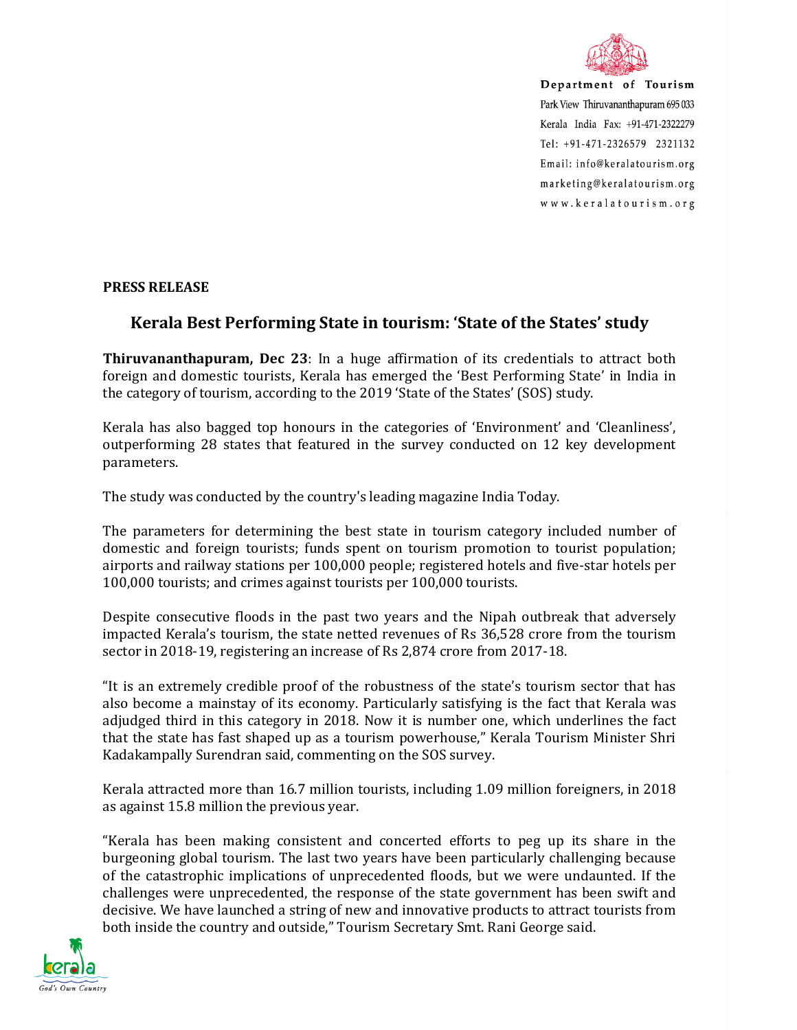**Department of Tourism**
Park View Thiruvananthapuram 695 033
Kerala India Fax: +91-471-2322279
Tel: +91-471-2326579 2321132
Email: info@keralatourism.org
marketing@keralatourism.org
www.keralatourism.org

**PRESS RELEASE**

## Kerala Best Performing State in tourism: 'State of the States' study

**Thiruvananthapuram, Dec 23**: In a huge affirmation of its credentials to attract both foreign and domestic tourists, Kerala has emerged the 'Best Performing State' in India in the category of tourism, according to the 2019 'State of the States' (SOS) study.

Kerala has also bagged top honours in the categories of 'Environment' and 'Cleanliness', outperforming 28 states that featured in the survey conducted on 12 key development parameters.

The study was conducted by the country's leading magazine India Today.

The parameters for determining the best state in tourism category included number of domestic and foreign tourists; funds spent on tourism promotion to tourist population; airports and railway stations per 100,000 people; registered hotels and five-star hotels per 100,000 tourists; and crimes against tourists per 100,000 tourists.

Despite consecutive floods in the past two years and the Nipah outbreak that adversely impacted Kerala's tourism, the state netted revenues of Rs 36,528 crore from the tourism sector in 2018-19, registering an increase of Rs 2,874 crore from 2017-18.

"It is an extremely credible proof of the robustness of the state's tourism sector that has also become a mainstay of its economy. Particularly satisfying is the fact that Kerala was adjudged third in this category in 2018. Now it is number one, which underlines the fact that the state has fast shaped up as a tourism powerhouse," Kerala Tourism Minister Shri Kadakampally Surendran said, commenting on the SOS survey.

Kerala attracted more than 16.7 million tourists, including 1.09 million foreigners, in 2018 as against 15.8 million the previous year.

"Kerala has been making consistent and concerted efforts to peg up its share in the burgeoning global tourism. The last two years have been particularly challenging because of the catastrophic implications of unprecedented floods, but we were undaunted. If the challenges were unprecedented, the response of the state government has been swift and decisive. We have launched a string of new and innovative products to attract tourists from both inside the country and outside," Tourism Secretary Smt. Rani George said.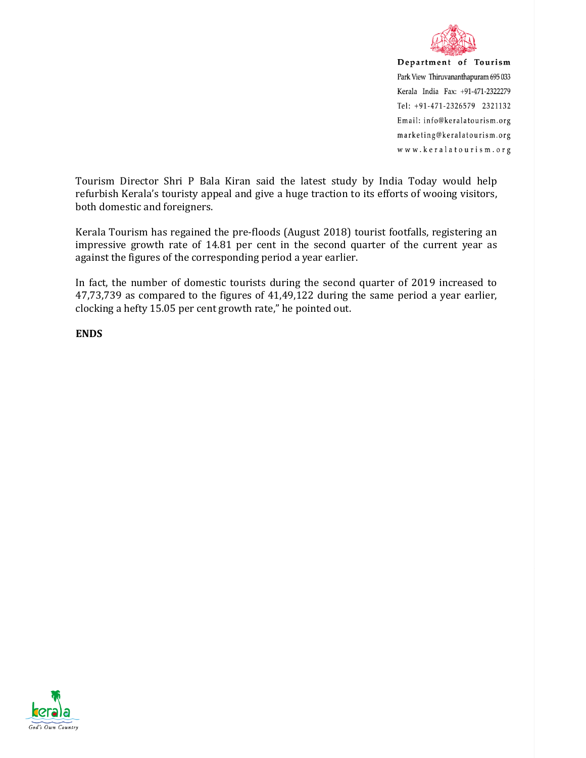Department of Tourism
Park View Thiruvananthapuram 695 033
Kerala India Fax: +91-471-2322279
Tel: +91-471-2326579 2321132
Email: info@keralatourism.org
marketing@keralatourism.org
www.keralatourism.org

Tourism Director Shri P Bala Kiran said the latest study by India Today would help refurbish Kerala's touristy appeal and give a huge traction to its efforts of wooing visitors, both domestic and foreigners.

Kerala Tourism has regained the pre-floods (August 2018) tourist footfalls, registering an impressive growth rate of 14.81 per cent in the second quarter of the current year as against the figures of the corresponding period a year earlier.

In fact, the number of domestic tourists during the second quarter of 2019 increased to 47,73,739 as compared to the figures of 41,49,122 during the same period a year earlier, clocking a hefty 15.05 per cent growth rate," he pointed out.

**ENDS**

kerala
God's Own Country